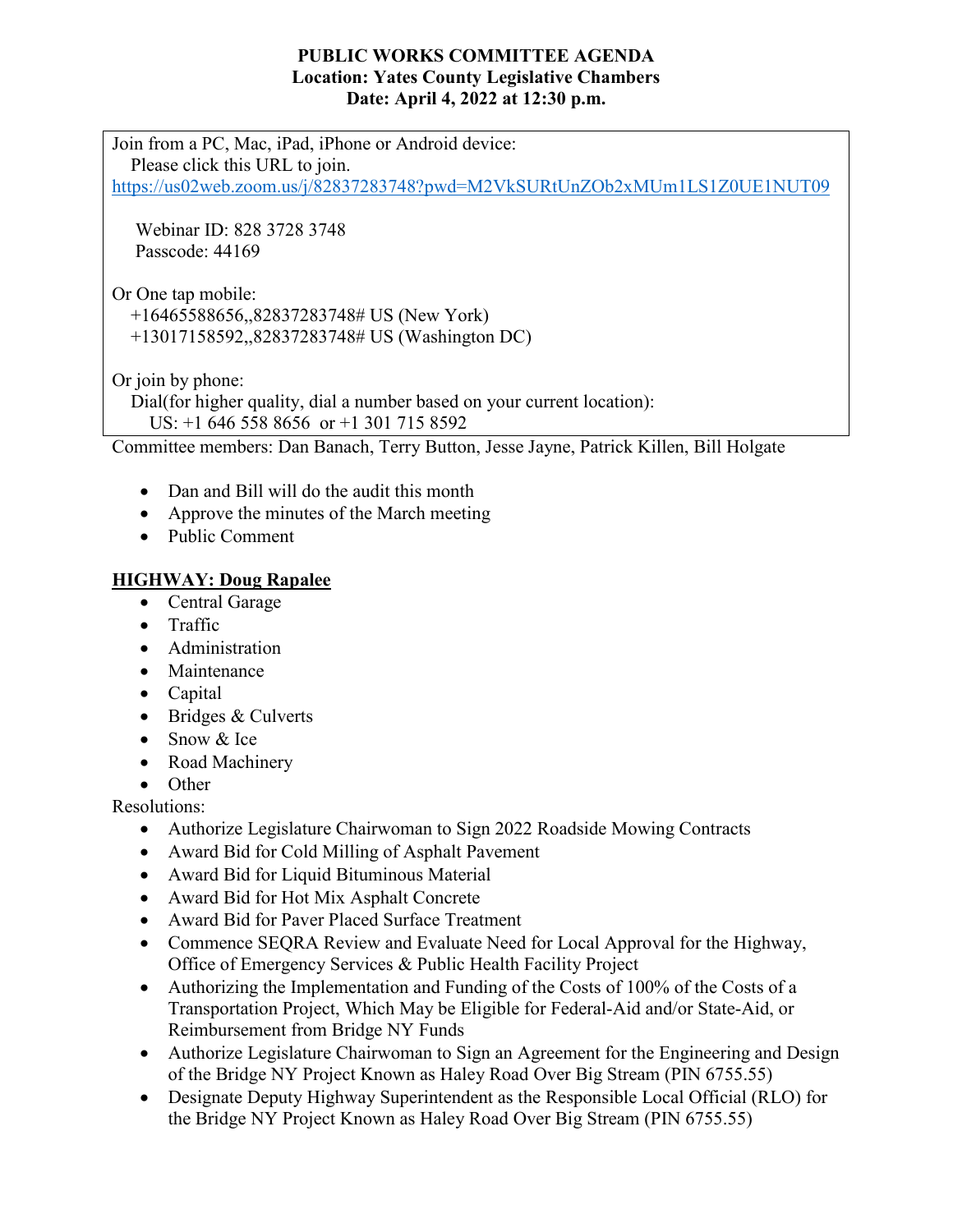**PUBLIC WORKS COMMITTEE AGENDA**
**Location: Yates County Legislative Chambers**
**Date: April 4, 2022 at 12:30 p.m.**

Join from a PC, Mac, iPad, iPhone or Android device:
Please click this URL to join.
https://us02web.zoom.us/j/82837283748?pwd=M2VkSURtUnZOb2xMUm1LS1Z0UE1NUT09

Webinar ID: 828 3728 3748
Passcode: 44169

Or One tap mobile:
+16465588656,,82837283748# US (New York)
+13017158592,,82837283748# US (Washington DC)

Or join by phone:
Dial(for higher quality, dial a number based on your current location):
US: +1 646 558 8656 or +1 301 715 8592

Committee members: Dan Banach, Terry Button, Jesse Jayne, Patrick Killen, Bill Holgate

- Dan and Bill will do the audit this month
- Approve the minutes of the March meeting
- Public Comment

**HIGHWAY: Doug Rapalee**

- Central Garage
- Traffic
- Administration
- Maintenance
- Capital
- Bridges & Culverts
- Snow & Ice
- Road Machinery
- Other

Resolutions:

- Authorize Legislature Chairwoman to Sign 2022 Roadside Mowing Contracts
- Award Bid for Cold Milling of Asphalt Pavement
- Award Bid for Liquid Bituminous Material
- Award Bid for Hot Mix Asphalt Concrete
- Award Bid for Paver Placed Surface Treatment
- Commence SEQRA Review and Evaluate Need for Local Approval for the Highway, Office of Emergency Services & Public Health Facility Project
- Authorizing the Implementation and Funding of the Costs of 100% of the Costs of a Transportation Project, Which May be Eligible for Federal-Aid and/or State-Aid, or Reimbursement from Bridge NY Funds
- Authorize Legislature Chairwoman to Sign an Agreement for the Engineering and Design of the Bridge NY Project Known as Haley Road Over Big Stream (PIN 6755.55)
- Designate Deputy Highway Superintendent as the Responsible Local Official (RLO) for the Bridge NY Project Known as Haley Road Over Big Stream (PIN 6755.55)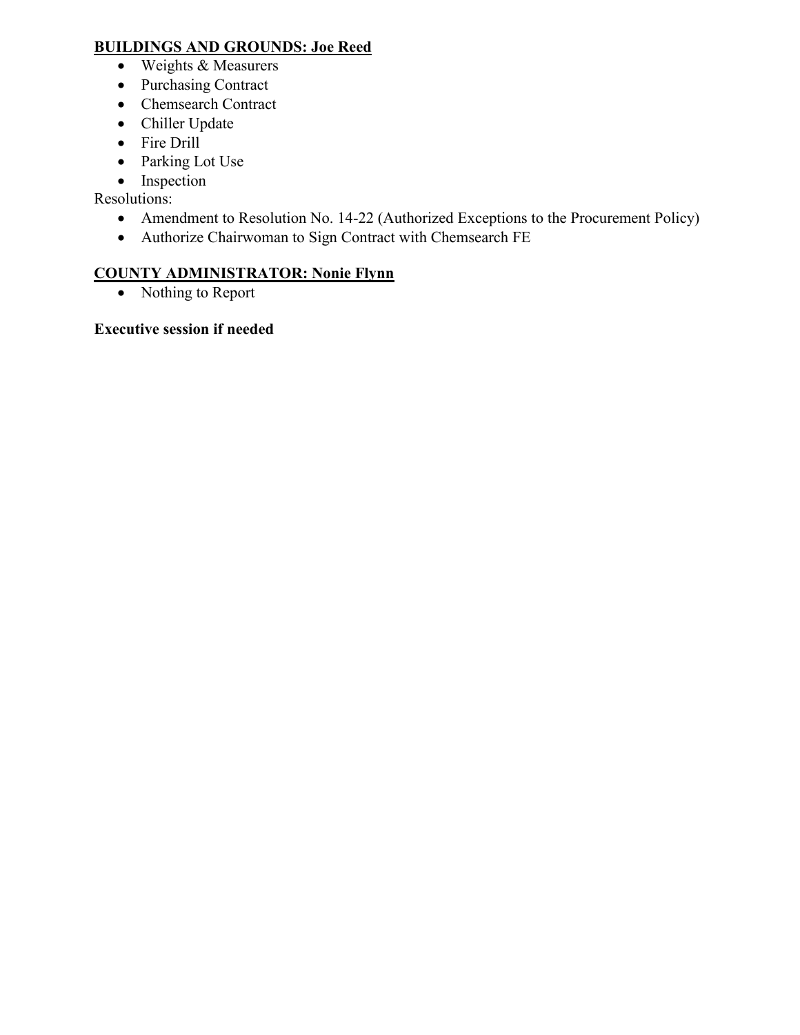**<u>BUILDINGS AND GROUNDS: Joe Reed</u>**

- Weights & Measurers
- Purchasing Contract
- Chemsearch Contract
- Chiller Update
- Fire Drill
- Parking Lot Use
- Inspection

Resolutions:

- Amendment to Resolution No. 14-22 (Authorized Exceptions to the Procurement Policy)
- Authorize Chairwoman to Sign Contract with Chemsearch FE

**<u>COUNTY ADMINISTRATOR: Nonie Flynn</u>**

- Nothing to Report

**Executive session if needed**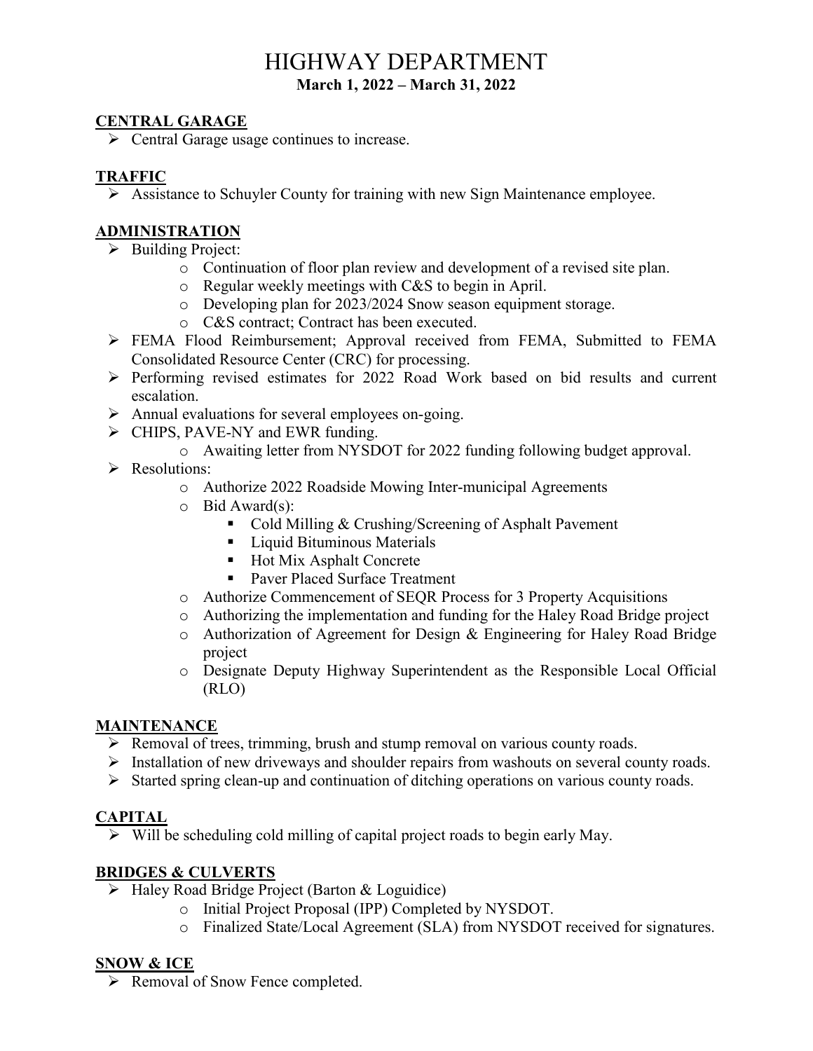# HIGHWAY DEPARTMENT

**March 1, 2022 – March 31, 2022**

## CENTRAL GARAGE

- Central Garage usage continues to increase.

## TRAFFIC

- Assistance to Schuyler County for training with new Sign Maintenance employee.

## ADMINISTRATION

- Building Project:
  - Continuation of floor plan review and development of a revised site plan.
  - Regular weekly meetings with C&S to begin in April.
  - Developing plan for 2023/2024 Snow season equipment storage.
  - C&S contract; Contract has been executed.
- FEMA Flood Reimbursement; Approval received from FEMA, Submitted to FEMA Consolidated Resource Center (CRC) for processing.
- Performing revised estimates for 2022 Road Work based on bid results and current escalation.
- Annual evaluations for several employees on-going.
- CHIPS, PAVE-NY and EWR funding.
  - Awaiting letter from NYSDOT for 2022 funding following budget approval.
- Resolutions:
  - Authorize 2022 Roadside Mowing Inter-municipal Agreements
  - Bid Award(s):
    - Cold Milling & Crushing/Screening of Asphalt Pavement
    - Liquid Bituminous Materials
    - Hot Mix Asphalt Concrete
    - Paver Placed Surface Treatment
  - Authorize Commencement of SEQR Process for 3 Property Acquisitions
  - Authorizing the implementation and funding for the Haley Road Bridge project
  - Authorization of Agreement for Design & Engineering for Haley Road Bridge project
  - Designate Deputy Highway Superintendent as the Responsible Local Official (RLO)

## MAINTENANCE

- Removal of trees, trimming, brush and stump removal on various county roads.
- Installation of new driveways and shoulder repairs from washouts on several county roads.
- Started spring clean-up and continuation of ditching operations on various county roads.

## CAPITAL

- Will be scheduling cold milling of capital project roads to begin early May.

## BRIDGES & CULVERTS

- Haley Road Bridge Project (Barton & Loguidice)
  - Initial Project Proposal (IPP) Completed by NYSDOT.
  - Finalized State/Local Agreement (SLA) from NYSDOT received for signatures.

## SNOW & ICE

- Removal of Snow Fence completed.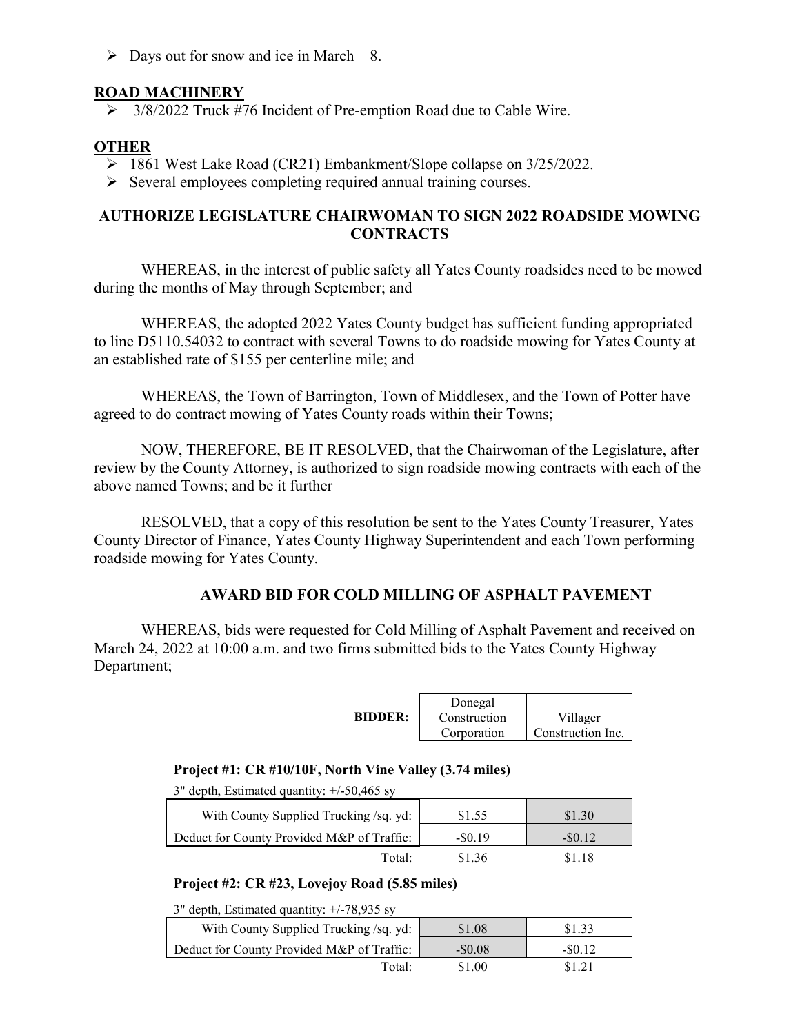- Days out for snow and ice in March – 8.

## ROAD MACHINERY

- 3/8/2022 Truck #76 Incident of Pre-emption Road due to Cable Wire.

## OTHER

- 1861 West Lake Road (CR21) Embankment/Slope collapse on 3/25/2022.
- Several employees completing required annual training courses.

## AUTHORIZE LEGISLATURE CHAIRWOMAN TO SIGN 2022 ROADSIDE MOWING CONTRACTS

WHEREAS, in the interest of public safety all Yates County roadsides need to be mowed during the months of May through September; and

WHEREAS, the adopted 2022 Yates County budget has sufficient funding appropriated to line D5110.54032 to contract with several Towns to do roadside mowing for Yates County at an established rate of $155 per centerline mile; and

WHEREAS, the Town of Barrington, Town of Middlesex, and the Town of Potter have agreed to do contract mowing of Yates County roads within their Towns;

NOW, THEREFORE, BE IT RESOLVED, that the Chairwoman of the Legislature, after review by the County Attorney, is authorized to sign roadside mowing contracts with each of the above named Towns; and be it further

RESOLVED, that a copy of this resolution be sent to the Yates County Treasurer, Yates County Director of Finance, Yates County Highway Superintendent and each Town performing roadside mowing for Yates County.

## AWARD BID FOR COLD MILLING OF ASPHALT PAVEMENT

WHEREAS, bids were requested for Cold Milling of Asphalt Pavement and received on March 24, 2022 at 10:00 a.m. and two firms submitted bids to the Yates County Highway Department;

| BIDDER: | Donegal Construction Corporation | Villager Construction Inc. |
|---|---|---|
| **Project #1: CR #10/10F, North Vine Valley (3.74 miles)** | | |
| 3" depth, Estimated quantity: +/-50,465 sy | | |
| With County Supplied Trucking /sq. yd: | $1.55 | $1.30 |
| Deduct for County Provided M&P of Traffic: | -$0.19 | -$0.12 |
| Total: | $1.36 | $1.18 |
| **Project #2: CR #23, Lovejoy Road (5.85 miles)** | | |
| 3" depth, Estimated quantity: +/-78,935 sy | | |
| With County Supplied Trucking /sq. yd: | $1.08 | $1.33 |
| Deduct for County Provided M&P of Traffic: | -$0.08 | -$0.12 |
| Total: | $1.00 | $1.21 |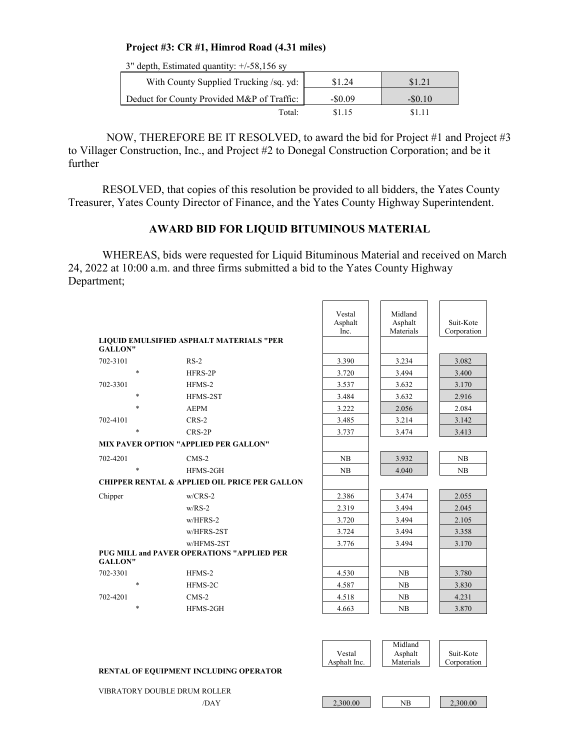**Project #3: CR #1, Himrod Road (4.31 miles)**

3" depth, Estimated quantity: +/-58,156 sy

| | | |
|---|---|---|
| With County Supplied Trucking /sq. yd: | $1.24 | $1.21 |
| Deduct for County Provided M&P of Traffic: | -$0.09 | -$0.10 |
| Total: | $1.15 | $1.11 |

NOW, THEREFORE BE IT RESOLVED, to award the bid for Project #1 and Project #3 to Villager Construction, Inc., and Project #2 to Donegal Construction Corporation; and be it further

RESOLVED, that copies of this resolution be provided to all bidders, the Yates County Treasurer, Yates County Director of Finance, and the Yates County Highway Superintendent.

## AWARD BID FOR LIQUID BITUMINOUS MATERIAL

WHEREAS, bids were requested for Liquid Bituminous Material and received on March 24, 2022 at 10:00 a.m. and three firms submitted a bid to the Yates County Highway Department;

| | | Vestal Asphalt Inc. | Midland Asphalt Materials | Suit-Kote Corporation |
|---|---|---|---|---|
| **LIQUID EMULSIFIED ASPHALT MATERIALS "PER GALLON"** | | | | |
| 702-3101 | RS-2 | 3.390 | 3.234 | 3.082 |
| * | HFRS-2P | 3.720 | 3.494 | 3.400 |
| 702-3301 | HFMS-2 | 3.537 | 3.632 | 3.170 |
| * | HFMS-2ST | 3.484 | 3.632 | 2.916 |
| * | AEPM | 3.222 | 2.056 | 2.084 |
| 702-4101 | CRS-2 | 3.485 | 3.214 | 3.142 |
| * | CRS-2P | 3.737 | 3.474 | 3.413 |
| **MIX PAVER OPTION "APPLIED PER GALLON"** | | | | |
| 702-4201 | CMS-2 | NB | 3.932 | NB |
| * | HFMS-2GH | NB | 4.040 | NB |
| **CHIPPER RENTAL & APPLIED OIL PRICE PER GALLON** | | | | |
| Chipper | w/CRS-2 | 2.386 | 3.474 | 2.055 |
| | w/RS-2 | 2.319 | 3.494 | 2.045 |
| | w/HFRS-2 | 3.720 | 3.494 | 2.105 |
| | w/HFRS-2ST | 3.724 | 3.494 | 3.358 |
| | w/HFMS-2ST | 3.776 | 3.494 | 3.170 |
| **PUG MILL and PAVER OPERATIONS "APPLIED PER GALLON"** | | | | |
| 702-3301 | HFMS-2 | 4.530 | NB | 3.780 |
| * | HFMS-2C | 4.587 | NB | 3.830 |
| 702-4201 | CMS-2 | 4.518 | NB | 4.231 |
| * | HFMS-2GH | 4.663 | NB | 3.870 |

| | Vestal Asphalt Inc. | Midland Asphalt Materials | Suit-Kote Corporation |
|---|---|---|---|
| **RENTAL OF EQUIPMENT INCLUDING OPERATOR** | | | |
| VIBRATORY DOUBLE DRUM ROLLER | | | |
| /DAY | 2,300.00 | NB | 2,300.00 |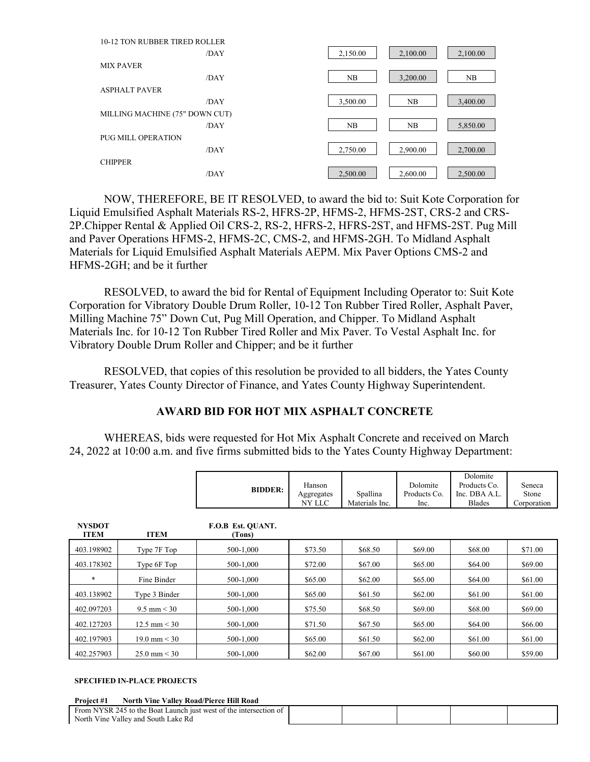| | | | | |
|---|---|---|---|---|
| 10-12 TON RUBBER TIRED ROLLER | /DAY | 2,150.00 | 2,100.00 | 2,100.00 |
| MIX PAVER | /DAY | NB | 3,200.00 | NB |
| ASPHALT PAVER | /DAY | 3,500.00 | NB | 3,400.00 |
| MILLING MACHINE (75" DOWN CUT) | /DAY | NB | NB | 5,850.00 |
| PUG MILL OPERATION | /DAY | 2,750.00 | 2,900.00 | 2,700.00 |
| CHIPPER | /DAY | 2,500.00 | 2,600.00 | 2,500.00 |

NOW, THEREFORE, BE IT RESOLVED, to award the bid to: Suit Kote Corporation for Liquid Emulsified Asphalt Materials RS-2, HFRS-2P, HFMS-2, HFMS-2ST, CRS-2 and CRS-2P.Chipper Rental & Applied Oil CRS-2, RS-2, HFRS-2, HFRS-2ST, and HFMS-2ST. Pug Mill and Paver Operations HFMS-2, HFMS-2C, CMS-2, and HFMS-2GH. To Midland Asphalt Materials for Liquid Emulsified Asphalt Materials AEPM. Mix Paver Options CMS-2 and HFMS-2GH; and be it further

RESOLVED, to award the bid for Rental of Equipment Including Operator to: Suit Kote Corporation for Vibratory Double Drum Roller, 10-12 Ton Rubber Tired Roller, Asphalt Paver, Milling Machine 75" Down Cut, Pug Mill Operation, and Chipper. To Midland Asphalt Materials Inc. for 10-12 Ton Rubber Tired Roller and Mix Paver. To Vestal Asphalt Inc. for Vibratory Double Drum Roller and Chipper; and be it further

RESOLVED, that copies of this resolution be provided to all bidders, the Yates County Treasurer, Yates County Director of Finance, and Yates County Highway Superintendent.

## AWARD BID FOR HOT MIX ASPHALT CONCRETE

WHEREAS, bids were requested for Hot Mix Asphalt Concrete and received on March 24, 2022 at 10:00 a.m. and five firms submitted bids to the Yates County Highway Department:

| | | **BIDDER:** | Hanson Aggregates NY LLC | Spallina Materials Inc. | Dolomite Products Co. Inc. | Dolomite Products Co. Inc. DBA A.L. Blades | Seneca Stone Corporation |
|---|---|---|---|---|---|---|---|
| **NYSDOT ITEM** | **ITEM** | **F.O.B Est. QUANT. (Tons)** | | | | | |
| 403.198902 | Type 7F Top | 500-1,000 | $73.50 | $68.50 | $69.00 | $68.00 | $71.00 |
| 403.178302 | Type 6F Top | 500-1,000 | $72.00 | $67.00 | $65.00 | $64.00 | $69.00 |
| * | Fine Binder | 500-1,000 | $65.00 | $62.00 | $65.00 | $64.00 | $61.00 |
| 403.138902 | Type 3 Binder | 500-1,000 | $65.00 | $61.50 | $62.00 | $61.00 | $61.00 |
| 402.097203 | 9.5 mm < 30 | 500-1,000 | $75.50 | $68.50 | $69.00 | $68.00 | $69.00 |
| 402.127203 | 12.5 mm < 30 | 500-1,000 | $71.50 | $67.50 | $65.00 | $64.00 | $66.00 |
| 402.197903 | 19.0 mm < 30 | 500-1,000 | $65.00 | $61.50 | $62.00 | $61.00 | $61.00 |
| 402.257903 | 25.0 mm < 30 | 500-1,000 | $62.00 | $67.00 | $61.00 | $60.00 | $59.00 |

**SPECIFIED IN-PLACE PROJECTS**

**Project #1 North Vine Valley Road/Pierce Hill Road**

| | | | | | |
|---|---|---|---|---|---|
| From NYSR 245 to the Boat Launch just west of the intersection of North Vine Valley and South Lake Rd | | | | | |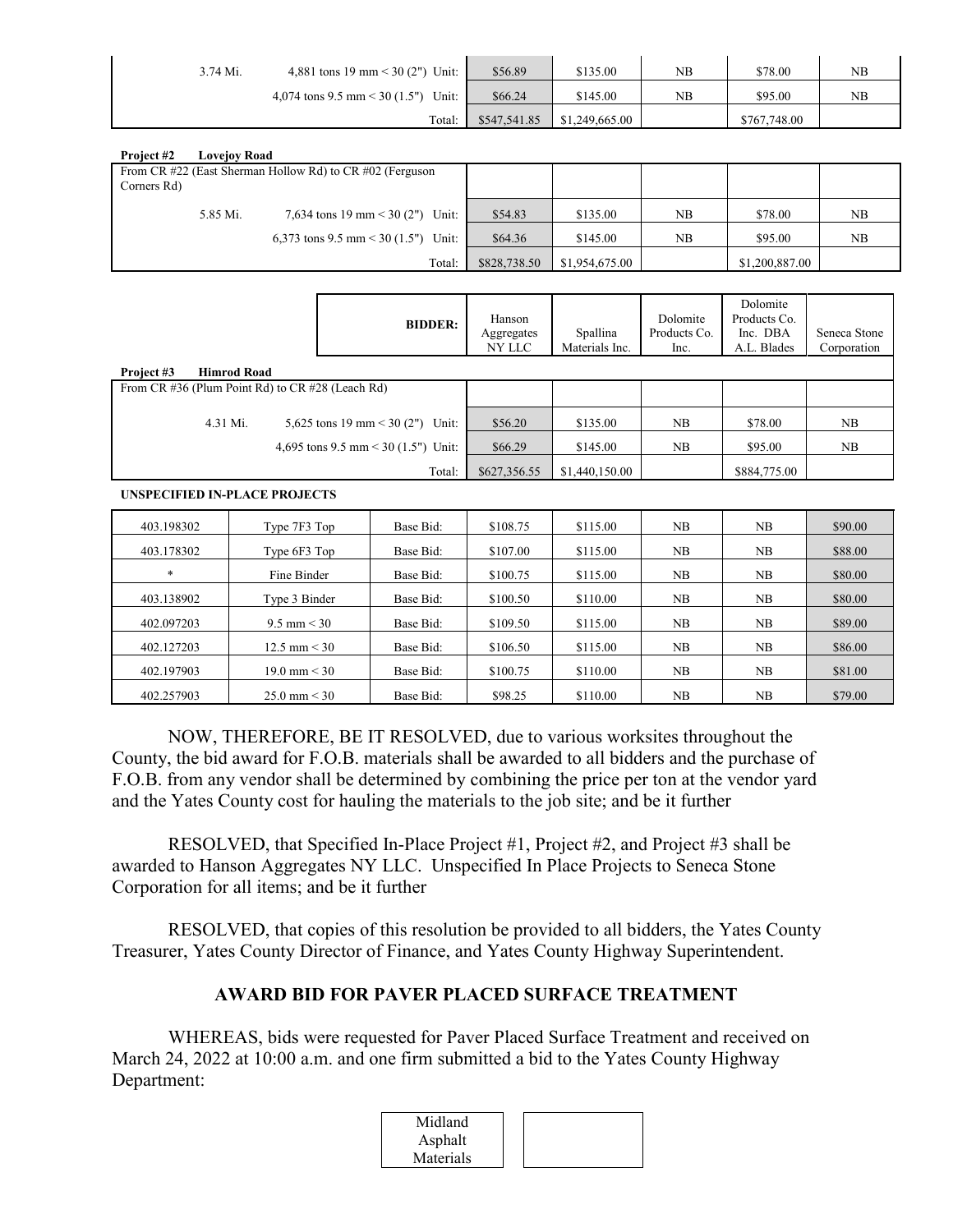| | | | | | | |
|---|---|---|---|---|---|---|
| 3.74 Mi. | 4,881 tons 19 mm < 30 (2") Unit: | $56.89 | $135.00 | NB | $78.00 | NB |
| | 4,074 tons 9.5 mm < 30 (1.5") Unit: | $66.24 | $145.00 | NB | $95.00 | NB |
| | Total: | $547,541.85 | $1,249,665.00 | | $767,748.00 | |

**Project #2 Lovejoy Road**

| | | | | | | |
|---|---|---|---|---|---|---|
| From CR #22 (East Sherman Hollow Rd) to CR #02 (Ferguson Corners Rd) | | | | | | |
| 5.85 Mi. | 7,634 tons 19 mm < 30 (2") Unit: | $54.83 | $135.00 | NB | $78.00 | NB |
| | 6,373 tons 9.5 mm < 30 (1.5") Unit: | $64.36 | $145.00 | NB | $95.00 | NB |
| | Total: | $828,738.50 | $1,954,675.00 | | $1,200,887.00 | |

| | BIDDER: | Hanson Aggregates NY LLC | Spallina Materials Inc. | Dolomite Products Co. Inc. | Dolomite Products Co. Inc. DBA A.L. Blades | Seneca Stone Corporation |
|---|---|---|---|---|---|---|
| **Project #3 Himrod Road** | | | | | | |
| From CR #36 (Plum Point Rd) to CR #28 (Leach Rd) | | | | | | |
| 4.31 Mi. | 5,625 tons 19 mm < 30 (2") Unit: | $56.20 | $135.00 | NB | $78.00 | NB |
| | 4,695 tons 9.5 mm < 30 (1.5") Unit: | $66.29 | $145.00 | NB | $95.00 | NB |
| | Total: | $627,356.55 | $1,440,150.00 | | $884,775.00 | |

**UNSPECIFIED IN-PLACE PROJECTS**

| | | | | | | | |
|---|---|---|---|---|---|---|---|
| 403.198302 | Type 7F3 Top | Base Bid: | $108.75 | $115.00 | NB | NB | $90.00 |
| 403.178302 | Type 6F3 Top | Base Bid: | $107.00 | $115.00 | NB | NB | $88.00 |
| * | Fine Binder | Base Bid: | $100.75 | $115.00 | NB | NB | $80.00 |
| 403.138902 | Type 3 Binder | Base Bid: | $100.50 | $110.00 | NB | NB | $80.00 |
| 402.097203 | 9.5 mm < 30 | Base Bid: | $109.50 | $115.00 | NB | NB | $89.00 |
| 402.127203 | 12.5 mm < 30 | Base Bid: | $106.50 | $115.00 | NB | NB | $86.00 |
| 402.197903 | 19.0 mm < 30 | Base Bid: | $100.75 | $110.00 | NB | NB | $81.00 |
| 402.257903 | 25.0 mm < 30 | Base Bid: | $98.25 | $110.00 | NB | NB | $79.00 |

NOW, THEREFORE, BE IT RESOLVED, due to various worksites throughout the County, the bid award for F.O.B. materials shall be awarded to all bidders and the purchase of F.O.B. from any vendor shall be determined by combining the price per ton at the vendor yard and the Yates County cost for hauling the materials to the job site; and be it further

RESOLVED, that Specified In-Place Project #1, Project #2, and Project #3 shall be awarded to Hanson Aggregates NY LLC. Unspecified In Place Projects to Seneca Stone Corporation for all items; and be it further

RESOLVED, that copies of this resolution be provided to all bidders, the Yates County Treasurer, Yates County Director of Finance, and Yates County Highway Superintendent.

## AWARD BID FOR PAVER PLACED SURFACE TREATMENT

WHEREAS, bids were requested for Paver Placed Surface Treatment and received on March 24, 2022 at 10:00 a.m. and one firm submitted a bid to the Yates County Highway Department:

| Midland Asphalt Materials | |
|---|---|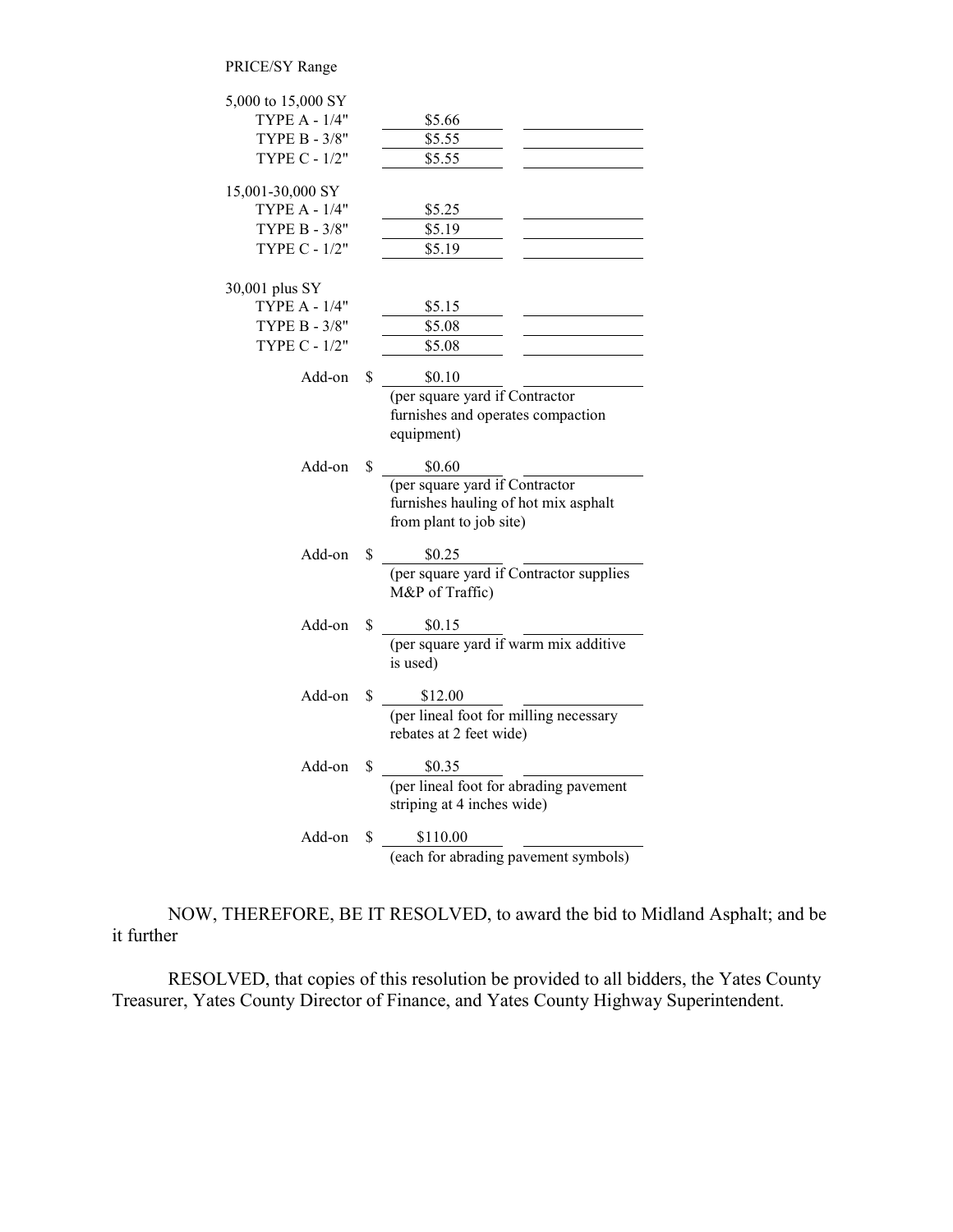PRICE/SY Range

| | | |
|---|---|---|
| **5,000 to 15,000 SY** | | |
| TYPE A - 1/4" | $5.66 | |
| TYPE B - 3/8" | $5.55 | |
| TYPE C - 1/2" | $5.55 | |
| **15,001-30,000 SY** | | |
| TYPE A - 1/4" | $5.25 | |
| TYPE B - 3/8" | $5.19 | |
| TYPE C - 1/2" | $5.19 | |
| **30,001 plus SY** | | |
| TYPE A - 1/4" | $5.15 | |
| TYPE B - 3/8" | $5.08 | |
| TYPE C - 1/2" | $5.08 | |

Add-on $ $0.10 (per square yard if Contractor furnishes and operates compaction equipment)

Add-on $ $0.60 (per square yard if Contractor furnishes hauling of hot mix asphalt from plant to job site)

Add-on $ $0.25 (per square yard if Contractor supplies M&P of Traffic)

Add-on $ $0.15 (per square yard if warm mix additive is used)

Add-on $ $12.00 (per lineal foot for milling necessary rebates at 2 feet wide)

Add-on $ $0.35 (per lineal foot for abrading pavement striping at 4 inches wide)

Add-on $ $110.00 (each for abrading pavement symbols)

NOW, THEREFORE, BE IT RESOLVED, to award the bid to Midland Asphalt; and be it further

RESOLVED, that copies of this resolution be provided to all bidders, the Yates County Treasurer, Yates County Director of Finance, and Yates County Highway Superintendent.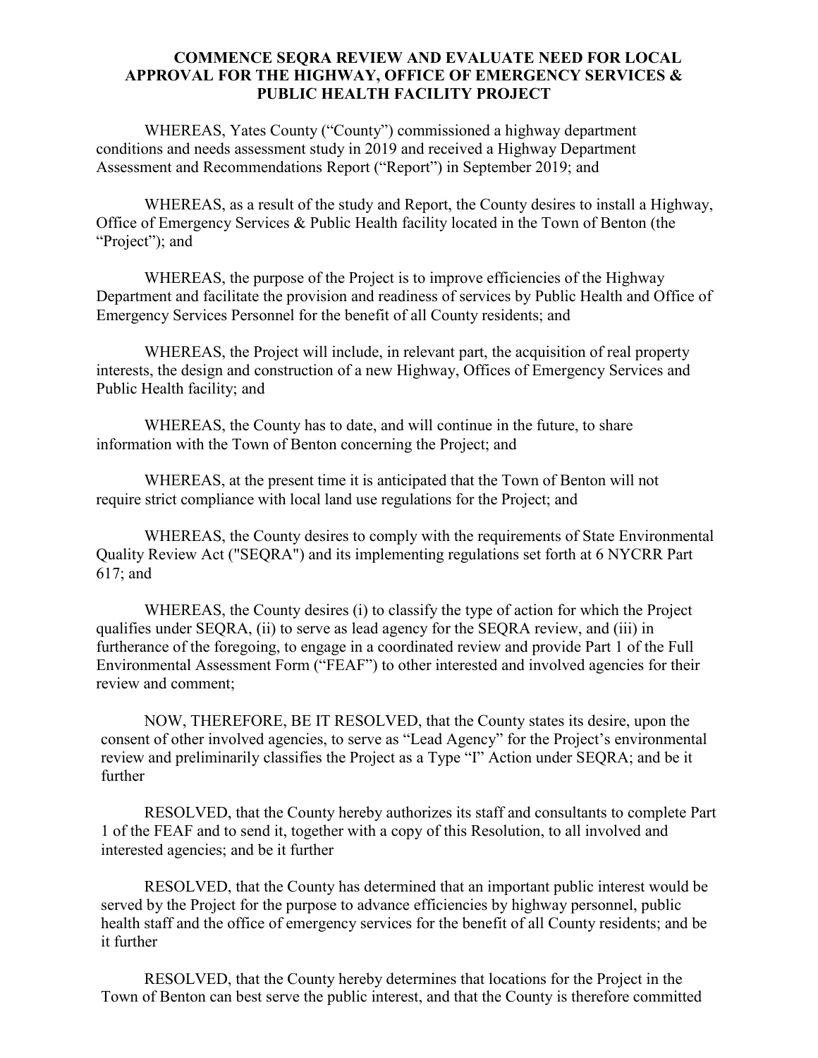**COMMENCE SEQRA REVIEW AND EVALUATE NEED FOR LOCAL APPROVAL FOR THE HIGHWAY, OFFICE OF EMERGENCY SERVICES & PUBLIC HEALTH FACILITY PROJECT**

WHEREAS, Yates County ("County") commissioned a highway department conditions and needs assessment study in 2019 and received a Highway Department Assessment and Recommendations Report ("Report") in September 2019; and

WHEREAS, as a result of the study and Report, the County desires to install a Highway, Office of Emergency Services & Public Health facility located in the Town of Benton (the "Project"); and

WHEREAS, the purpose of the Project is to improve efficiencies of the Highway Department and facilitate the provision and readiness of services by Public Health and Office of Emergency Services Personnel for the benefit of all County residents; and

WHEREAS, the Project will include, in relevant part, the acquisition of real property interests, the design and construction of a new Highway, Offices of Emergency Services and Public Health facility; and

WHEREAS, the County has to date, and will continue in the future, to share information with the Town of Benton concerning the Project; and

WHEREAS, at the present time it is anticipated that the Town of Benton will not require strict compliance with local land use regulations for the Project; and

WHEREAS, the County desires to comply with the requirements of State Environmental Quality Review Act ("SEQRA") and its implementing regulations set forth at 6 NYCRR Part 617; and

WHEREAS, the County desires (i) to classify the type of action for which the Project qualifies under SEQRA, (ii) to serve as lead agency for the SEQRA review, and (iii) in furtherance of the foregoing, to engage in a coordinated review and provide Part 1 of the Full Environmental Assessment Form ("FEAF") to other interested and involved agencies for their review and comment;

NOW, THEREFORE, BE IT RESOLVED, that the County states its desire, upon the consent of other involved agencies, to serve as "Lead Agency" for the Project's environmental review and preliminarily classifies the Project as a Type "I" Action under SEQRA; and be it further

RESOLVED, that the County hereby authorizes its staff and consultants to complete Part 1 of the FEAF and to send it, together with a copy of this Resolution, to all involved and interested agencies; and be it further

RESOLVED, that the County has determined that an important public interest would be served by the Project for the purpose to advance efficiencies by highway personnel, public health staff and the office of emergency services for the benefit of all County residents; and be it further

RESOLVED, that the County hereby determines that locations for the Project in the Town of Benton can best serve the public interest, and that the County is therefore committed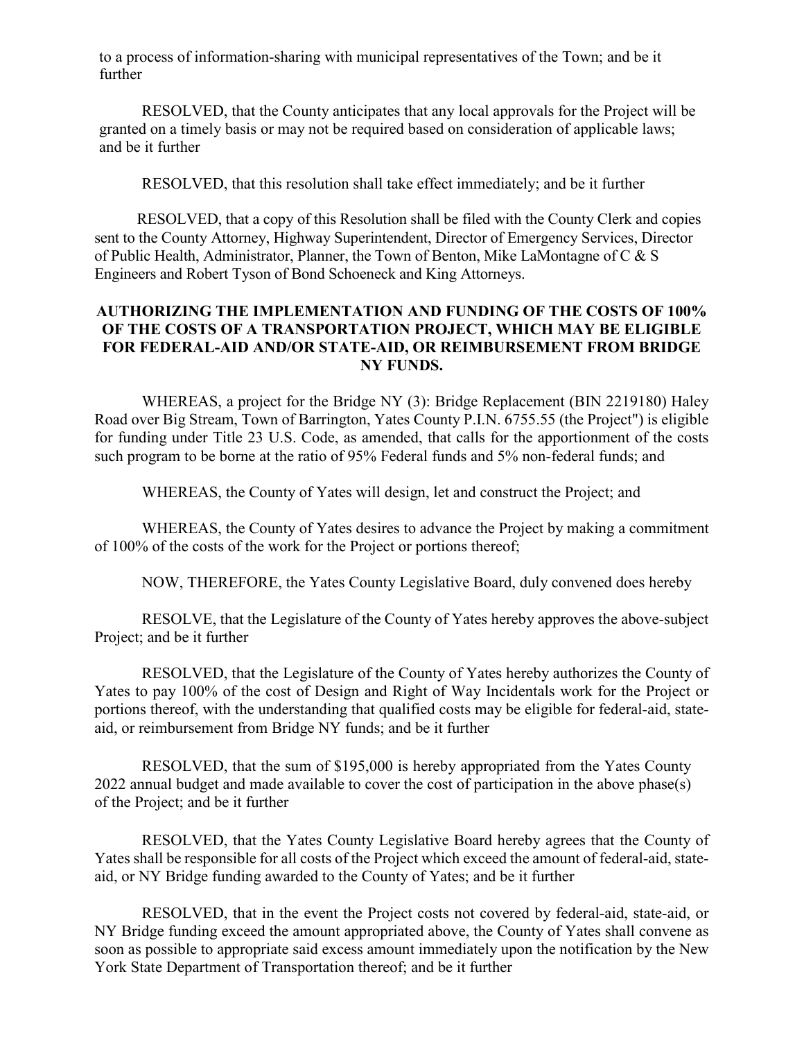to a process of information-sharing with municipal representatives of the Town; and be it further

RESOLVED, that the County anticipates that any local approvals for the Project will be granted on a timely basis or may not be required based on consideration of applicable laws; and be it further

RESOLVED, that this resolution shall take effect immediately; and be it further

RESOLVED, that a copy of this Resolution shall be filed with the County Clerk and copies sent to the County Attorney, Highway Superintendent, Director of Emergency Services, Director of Public Health, Administrator, Planner, the Town of Benton, Mike LaMontagne of C & S Engineers and Robert Tyson of Bond Schoeneck and King Attorneys.

**AUTHORIZING THE IMPLEMENTATION AND FUNDING OF THE COSTS OF 100% OF THE COSTS OF A TRANSPORTATION PROJECT, WHICH MAY BE ELIGIBLE FOR FEDERAL-AID AND/OR STATE-AID, OR REIMBURSEMENT FROM BRIDGE NY FUNDS.**

WHEREAS, a project for the Bridge NY (3): Bridge Replacement (BIN 2219180) Haley Road over Big Stream, Town of Barrington, Yates County P.I.N. 6755.55 (the Project") is eligible for funding under Title 23 U.S. Code, as amended, that calls for the apportionment of the costs such program to be borne at the ratio of 95% Federal funds and 5% non-federal funds; and

WHEREAS, the County of Yates will design, let and construct the Project; and

WHEREAS, the County of Yates desires to advance the Project by making a commitment of 100% of the costs of the work for the Project or portions thereof;

NOW, THEREFORE, the Yates County Legislative Board, duly convened does hereby

RESOLVE, that the Legislature of the County of Yates hereby approves the above-subject Project; and be it further

RESOLVED, that the Legislature of the County of Yates hereby authorizes the County of Yates to pay 100% of the cost of Design and Right of Way Incidentals work for the Project or portions thereof, with the understanding that qualified costs may be eligible for federal-aid, state-aid, or reimbursement from Bridge NY funds; and be it further

RESOLVED, that the sum of $195,000 is hereby appropriated from the Yates County 2022 annual budget and made available to cover the cost of participation in the above phase(s) of the Project; and be it further

RESOLVED, that the Yates County Legislative Board hereby agrees that the County of Yates shall be responsible for all costs of the Project which exceed the amount of federal-aid, state-aid, or NY Bridge funding awarded to the County of Yates; and be it further

RESOLVED, that in the event the Project costs not covered by federal-aid, state-aid, or NY Bridge funding exceed the amount appropriated above, the County of Yates shall convene as soon as possible to appropriate said excess amount immediately upon the notification by the New York State Department of Transportation thereof; and be it further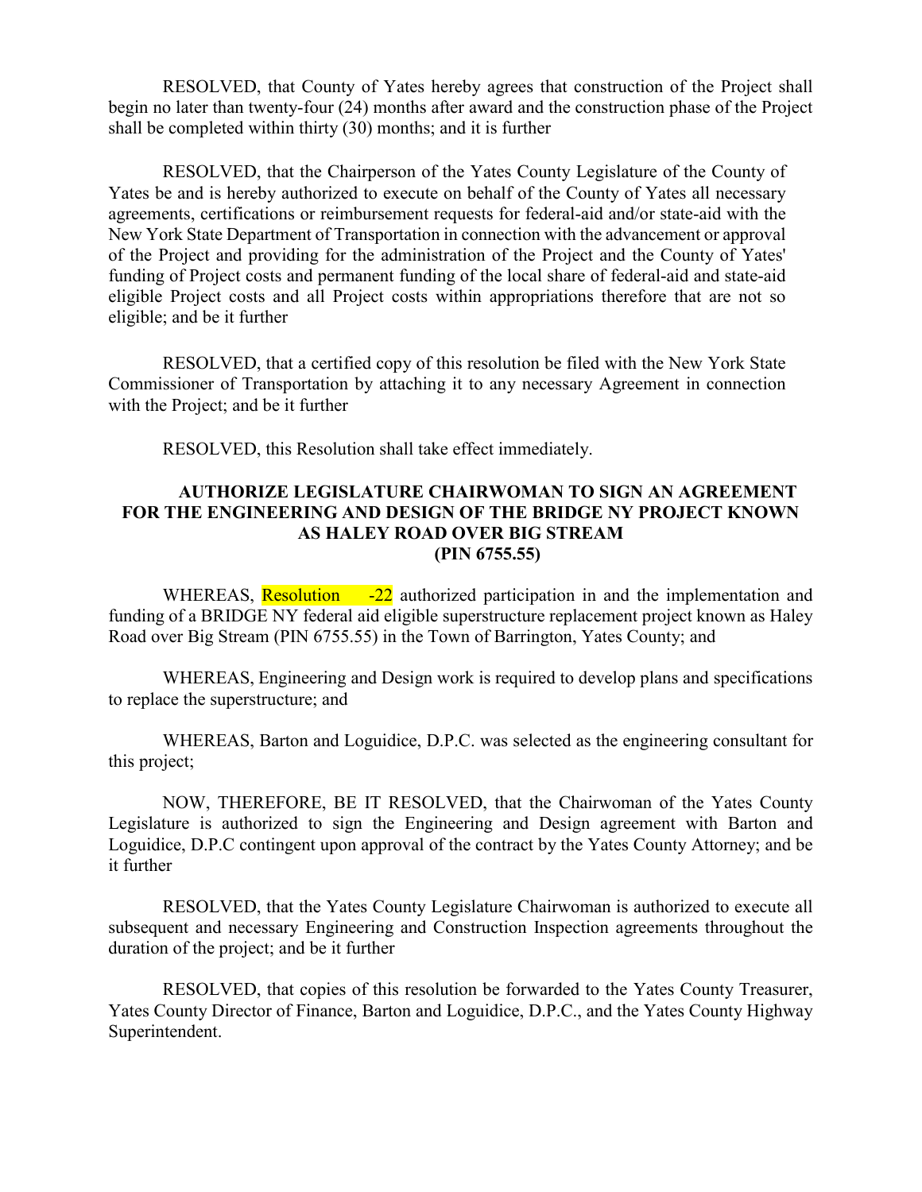RESOLVED, that County of Yates hereby agrees that construction of the Project shall begin no later than twenty-four (24) months after award and the construction phase of the Project shall be completed within thirty (30) months; and it is further

RESOLVED, that the Chairperson of the Yates County Legislature of the County of Yates be and is hereby authorized to execute on behalf of the County of Yates all necessary agreements, certifications or reimbursement requests for federal-aid and/or state-aid with the New York State Department of Transportation in connection with the advancement or approval of the Project and providing for the administration of the Project and the County of Yates' funding of Project costs and permanent funding of the local share of federal-aid and state-aid eligible Project costs and all Project costs within appropriations therefore that are not so eligible; and be it further

RESOLVED, that a certified copy of this resolution be filed with the New York State Commissioner of Transportation by attaching it to any necessary Agreement in connection with the Project; and be it further

RESOLVED, this Resolution shall take effect immediately.

**AUTHORIZE LEGISLATURE CHAIRWOMAN TO SIGN AN AGREEMENT FOR THE ENGINEERING AND DESIGN OF THE BRIDGE NY PROJECT KNOWN AS HALEY ROAD OVER BIG STREAM (PIN 6755.55)**

WHEREAS, Resolution -22 authorized participation in and the implementation and funding of a BRIDGE NY federal aid eligible superstructure replacement project known as Haley Road over Big Stream (PIN 6755.55) in the Town of Barrington, Yates County; and

WHEREAS, Engineering and Design work is required to develop plans and specifications to replace the superstructure; and

WHEREAS, Barton and Loguidice, D.P.C. was selected as the engineering consultant for this project;

NOW, THEREFORE, BE IT RESOLVED, that the Chairwoman of the Yates County Legislature is authorized to sign the Engineering and Design agreement with Barton and Loguidice, D.P.C contingent upon approval of the contract by the Yates County Attorney; and be it further

RESOLVED, that the Yates County Legislature Chairwoman is authorized to execute all subsequent and necessary Engineering and Construction Inspection agreements throughout the duration of the project; and be it further

RESOLVED, that copies of this resolution be forwarded to the Yates County Treasurer, Yates County Director of Finance, Barton and Loguidice, D.P.C., and the Yates County Highway Superintendent.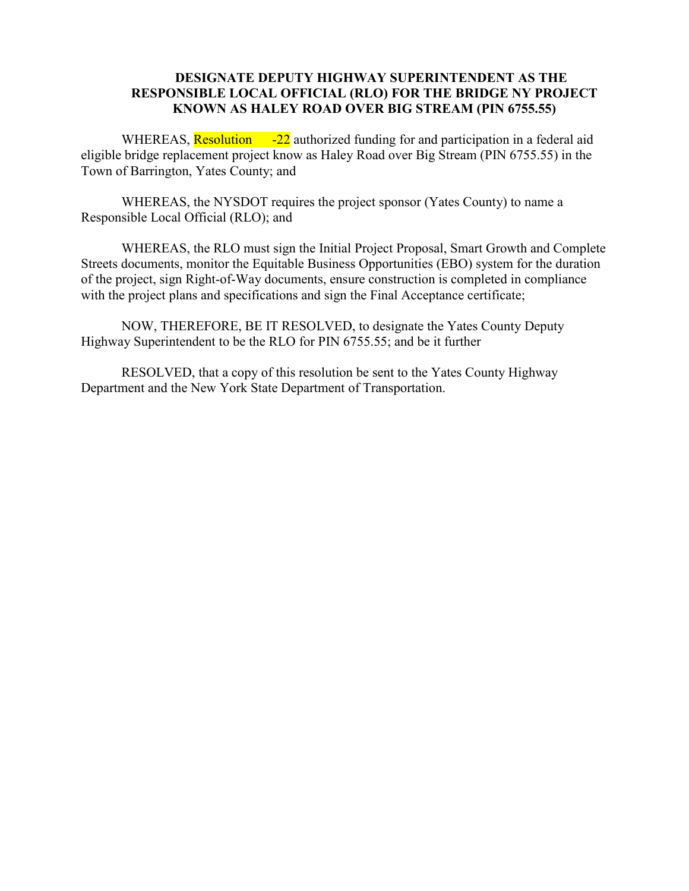**DESIGNATE DEPUTY HIGHWAY SUPERINTENDENT AS THE RESPONSIBLE LOCAL OFFICIAL (RLO) FOR THE BRIDGE NY PROJECT KNOWN AS HALEY ROAD OVER BIG STREAM (PIN 6755.55)**

WHEREAS, Resolution -22 authorized funding for and participation in a federal aid eligible bridge replacement project know as Haley Road over Big Stream (PIN 6755.55) in the Town of Barrington, Yates County; and

WHEREAS, the NYSDOT requires the project sponsor (Yates County) to name a Responsible Local Official (RLO); and

WHEREAS, the RLO must sign the Initial Project Proposal, Smart Growth and Complete Streets documents, monitor the Equitable Business Opportunities (EBO) system for the duration of the project, sign Right-of-Way documents, ensure construction is completed in compliance with the project plans and specifications and sign the Final Acceptance certificate;

NOW, THEREFORE, BE IT RESOLVED, to designate the Yates County Deputy Highway Superintendent to be the RLO for PIN 6755.55; and be it further

RESOLVED, that a copy of this resolution be sent to the Yates County Highway Department and the New York State Department of Transportation.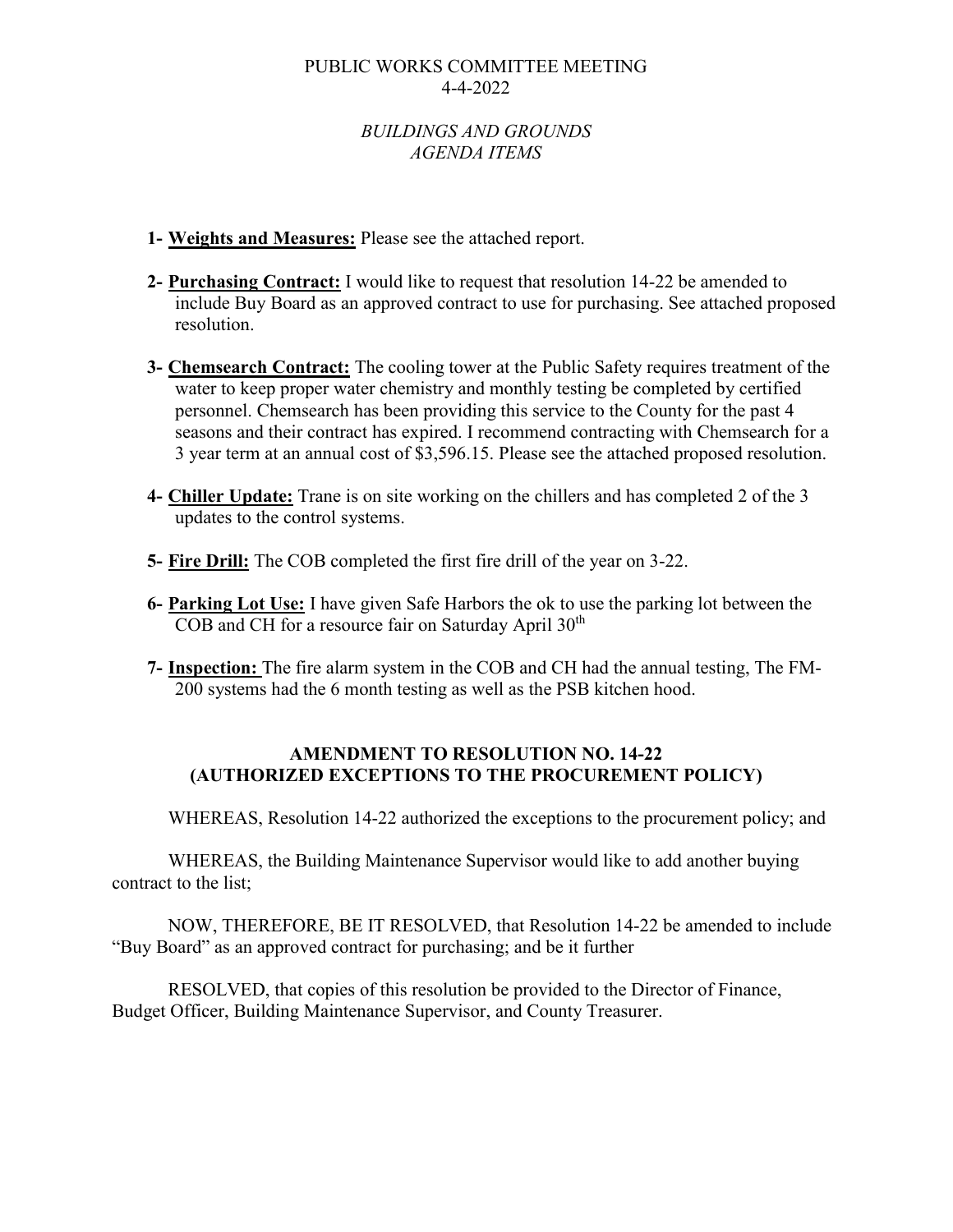# PUBLIC WORKS COMMITTEE MEETING
4-4-2022

## *BUILDINGS AND GROUNDS AGENDA ITEMS*

1- **Weights and Measures:** Please see the attached report.

2- **Purchasing Contract:** I would like to request that resolution 14-22 be amended to include Buy Board as an approved contract to use for purchasing. See attached proposed resolution.

3- **Chemsearch Contract:** The cooling tower at the Public Safety requires treatment of the water to keep proper water chemistry and monthly testing be completed by certified personnel. Chemsearch has been providing this service to the County for the past 4 seasons and their contract has expired. I recommend contracting with Chemsearch for a 3 year term at an annual cost of $3,596.15. Please see the attached proposed resolution.

4- **Chiller Update:** Trane is on site working on the chillers and has completed 2 of the 3 updates to the control systems.

5- **Fire Drill:** The COB completed the first fire drill of the year on 3-22.

6- **Parking Lot Use:** I have given Safe Harbors the ok to use the parking lot between the COB and CH for a resource fair on Saturday April 30th

7- **Inspection:** The fire alarm system in the COB and CH had the annual testing, The FM-200 systems had the 6 month testing as well as the PSB kitchen hood.

## AMENDMENT TO RESOLUTION NO. 14-22 (AUTHORIZED EXCEPTIONS TO THE PROCUREMENT POLICY)

WHEREAS, Resolution 14-22 authorized the exceptions to the procurement policy; and

WHEREAS, the Building Maintenance Supervisor would like to add another buying contract to the list;

NOW, THEREFORE, BE IT RESOLVED, that Resolution 14-22 be amended to include "Buy Board" as an approved contract for purchasing; and be it further

RESOLVED, that copies of this resolution be provided to the Director of Finance, Budget Officer, Building Maintenance Supervisor, and County Treasurer.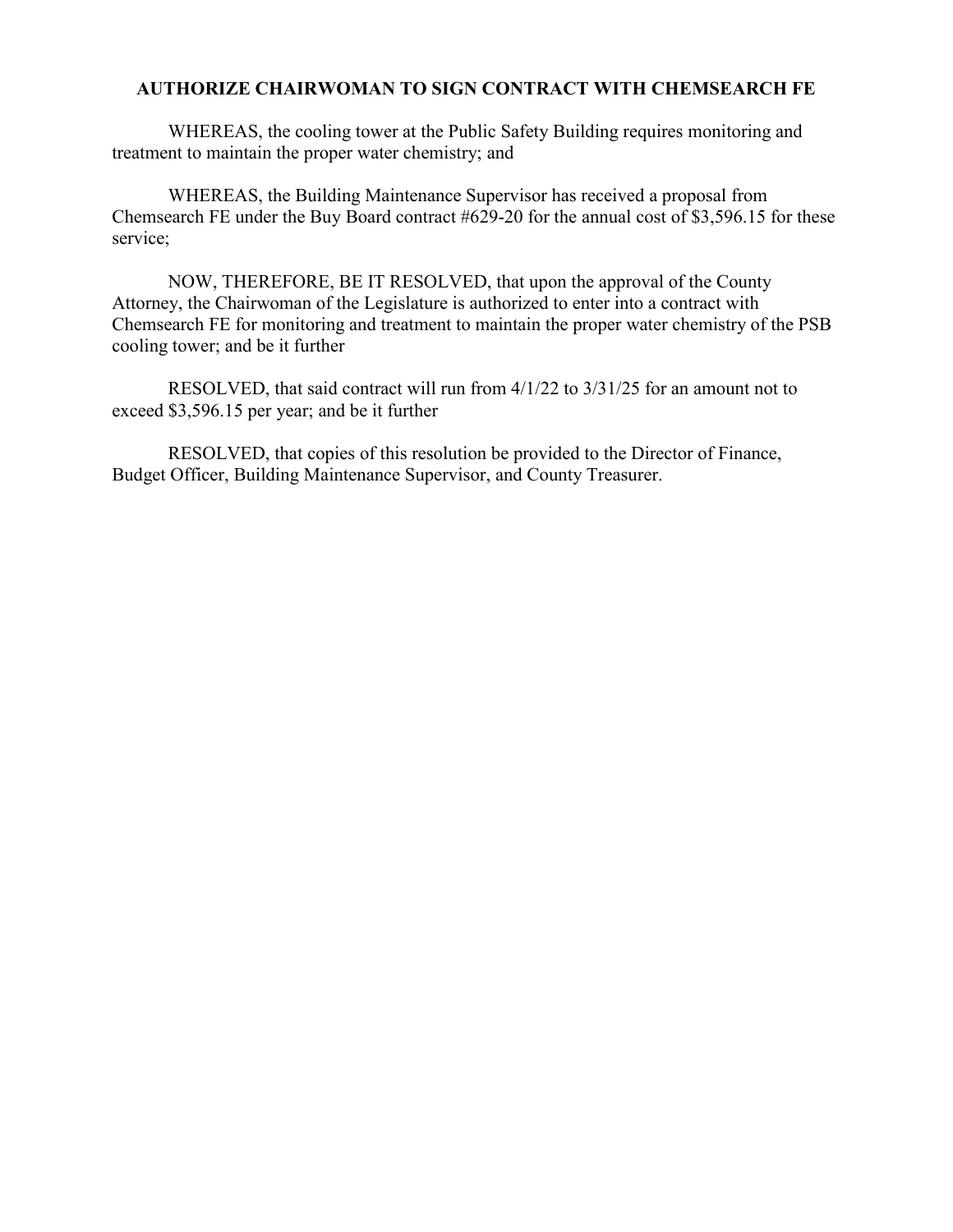## AUTHORIZE CHAIRWOMAN TO SIGN CONTRACT WITH CHEMSEARCH FE

WHEREAS, the cooling tower at the Public Safety Building requires monitoring and treatment to maintain the proper water chemistry; and

WHEREAS, the Building Maintenance Supervisor has received a proposal from Chemsearch FE under the Buy Board contract #629-20 for the annual cost of $3,596.15 for these service;

NOW, THEREFORE, BE IT RESOLVED, that upon the approval of the County Attorney, the Chairwoman of the Legislature is authorized to enter into a contract with Chemsearch FE for monitoring and treatment to maintain the proper water chemistry of the PSB cooling tower; and be it further

RESOLVED, that said contract will run from 4/1/22 to 3/31/25 for an amount not to exceed $3,596.15 per year; and be it further

RESOLVED, that copies of this resolution be provided to the Director of Finance, Budget Officer, Building Maintenance Supervisor, and County Treasurer.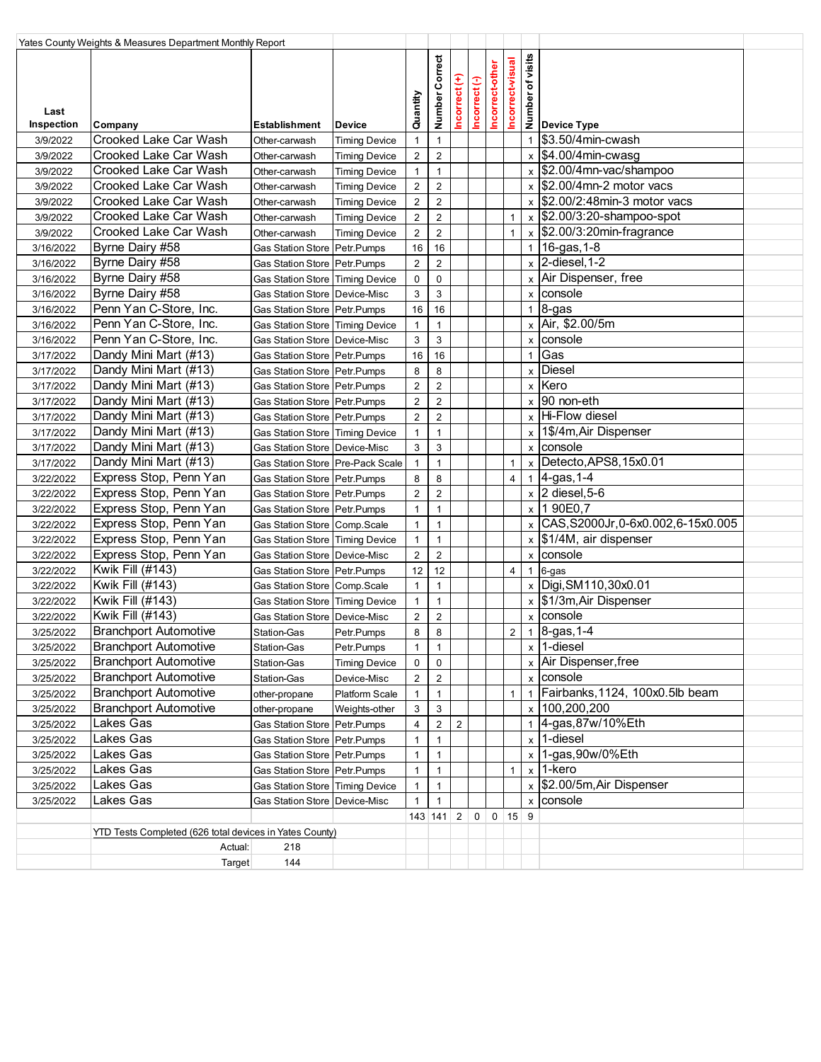Yates County Weights & Measures Department Monthly Report

| Last Inspection | Company | Establishment | Device | Quantity | Number Correct | Incorrect (+) | Incorrect (-) | Incorrect-other | Incorrect-visual | Number of visits | Device Type |
|---|---|---|---|---|---|---|---|---|---|---|---|
| 3/9/2022 | Crooked Lake Car Wash | Other-carwash | Timing Device | 1 | 1 | | | | | 1 | $3.50/4min-cwash |
| 3/9/2022 | Crooked Lake Car Wash | Other-carwash | Timing Device | 2 | 2 | | | | | x | $4.00/4min-cwasg |
| 3/9/2022 | Crooked Lake Car Wash | Other-carwash | Timing Device | 1 | 1 | | | | | x | $2.00/4mn-vac/shampoo |
| 3/9/2022 | Crooked Lake Car Wash | Other-carwash | Timing Device | 2 | 2 | | | | | x | $2.00/4mn-2 motor vacs |
| 3/9/2022 | Crooked Lake Car Wash | Other-carwash | Timing Device | 2 | 2 | | | | | x | $2.00/2:48min-3 motor vacs |
| 3/9/2022 | Crooked Lake Car Wash | Other-carwash | Timing Device | 2 | 2 | | | | 1 | x | $2.00/3:20-shampoo-spot |
| 3/9/2022 | Crooked Lake Car Wash | Other-carwash | Timing Device | 2 | 2 | | | | 1 | x | $2.00/3:20min-fragrance |
| 3/16/2022 | Byrne Dairy #58 | Gas Station Store | Petr.Pumps | 16 | 16 | | | | | 1 | 16-gas,1-8 |
| 3/16/2022 | Byrne Dairy #58 | Gas Station Store | Petr.Pumps | 2 | 2 | | | | | x | 2-diesel,1-2 |
| 3/16/2022 | Byrne Dairy #58 | Gas Station Store | Timing Device | 0 | 0 | | | | | x | Air Dispenser, free |
| 3/16/2022 | Byrne Dairy #58 | Gas Station Store | Device-Misc | 3 | 3 | | | | | x | console |
| 3/16/2022 | Penn Yan C-Store, Inc. | Gas Station Store | Petr.Pumps | 16 | 16 | | | | | 1 | 8-gas |
| 3/16/2022 | Penn Yan C-Store, Inc. | Gas Station Store | Timing Device | 1 | 1 | | | | | x | Air, $2.00/5m |
| 3/16/2022 | Penn Yan C-Store, Inc. | Gas Station Store | Device-Misc | 3 | 3 | | | | | x | console |
| 3/17/2022 | Dandy Mini Mart (#13) | Gas Station Store | Petr.Pumps | 16 | 16 | | | | | 1 | Gas |
| 3/17/2022 | Dandy Mini Mart (#13) | Gas Station Store | Petr.Pumps | 8 | 8 | | | | | x | Diesel |
| 3/17/2022 | Dandy Mini Mart (#13) | Gas Station Store | Petr.Pumps | 2 | 2 | | | | | x | Kero |
| 3/17/2022 | Dandy Mini Mart (#13) | Gas Station Store | Petr.Pumps | 2 | 2 | | | | | x | 90 non-eth |
| 3/17/2022 | Dandy Mini Mart (#13) | Gas Station Store | Petr.Pumps | 2 | 2 | | | | | x | Hi-Flow diesel |
| 3/17/2022 | Dandy Mini Mart (#13) | Gas Station Store | Timing Device | 1 | 1 | | | | | x | 1$/4m,Air Dispenser |
| 3/17/2022 | Dandy Mini Mart (#13) | Gas Station Store | Device-Misc | 3 | 3 | | | | | x | console |
| 3/17/2022 | Dandy Mini Mart (#13) | Gas Station Store | Pre-Pack Scale | 1 | 1 | | | | 1 | x | Detecto,APS8,15x0.01 |
| 3/22/2022 | Express Stop, Penn Yan | Gas Station Store | Petr.Pumps | 8 | 8 | | | | 4 | 1 | 4-gas,1-4 |
| 3/22/2022 | Express Stop, Penn Yan | Gas Station Store | Petr.Pumps | 2 | 2 | | | | | x | 2 diesel,5-6 |
| 3/22/2022 | Express Stop, Penn Yan | Gas Station Store | Petr.Pumps | 1 | 1 | | | | | x | 1 90E0,7 |
| 3/22/2022 | Express Stop, Penn Yan | Gas Station Store | Comp.Scale | 1 | 1 | | | | | x | CAS,S2000Jr,0-6x0.002,6-15x0.005 |
| 3/22/2022 | Express Stop, Penn Yan | Gas Station Store | Timing Device | 1 | 1 | | | | | x | $1/4M, air dispenser |
| 3/22/2022 | Express Stop, Penn Yan | Gas Station Store | Device-Misc | 2 | 2 | | | | | x | console |
| 3/22/2022 | Kwik Fill (#143) | Gas Station Store | Petr.Pumps | 12 | 12 | | | | 4 | 1 | 6-gas |
| 3/22/2022 | Kwik Fill (#143) | Gas Station Store | Comp.Scale | 1 | 1 | | | | | x | Digi,SM110,30x0.01 |
| 3/22/2022 | Kwik Fill (#143) | Gas Station Store | Timing Device | 1 | 1 | | | | | x | $1/3m,Air Dispenser |
| 3/22/2022 | Kwik Fill (#143) | Gas Station Store | Device-Misc | 2 | 2 | | | | | x | console |
| 3/25/2022 | Branchport Automotive | Station-Gas | Petr.Pumps | 8 | 8 | | | | 2 | 1 | 8-gas,1-4 |
| 3/25/2022 | Branchport Automotive | Station-Gas | Petr.Pumps | 1 | 1 | | | | | x | 1-diesel |
| 3/25/2022 | Branchport Automotive | Station-Gas | Timing Device | 0 | 0 | | | | | x | Air Dispenser,free |
| 3/25/2022 | Branchport Automotive | Station-Gas | Device-Misc | 2 | 2 | | | | | x | console |
| 3/25/2022 | Branchport Automotive | other-propane | Platform Scale | 1 | 1 | | | | 1 | 1 | Fairbanks,1124, 100x0.5lb beam |
| 3/25/2022 | Branchport Automotive | other-propane | Weights-other | 3 | 3 | | | | | x | 100,200,200 |
| 3/25/2022 | Lakes Gas | Gas Station Store | Petr.Pumps | 4 | 2 | 2 | | | | 1 | 4-gas,87w/10%Eth |
| 3/25/2022 | Lakes Gas | Gas Station Store | Petr.Pumps | 1 | 1 | | | | | x | 1-diesel |
| 3/25/2022 | Lakes Gas | Gas Station Store | Petr.Pumps | 1 | 1 | | | | | x | 1-gas,90w/0%Eth |
| 3/25/2022 | Lakes Gas | Gas Station Store | Petr.Pumps | 1 | 1 | | | | 1 | x | 1-kero |
| 3/25/2022 | Lakes Gas | Gas Station Store | Timing Device | 1 | 1 | | | | | x | $2.00/5m,Air Dispenser |
| 3/25/2022 | Lakes Gas | Gas Station Store | Device-Misc | 1 | 1 | | | | | x | console |
| | | | | 143 | 141 | 2 | 0 | 0 | 15 | 9 | |
| | YTD Tests Completed (626 total devices in Yates County) | | | | | | | | | | |
| | Actual: | 218 | | | | | | | | | |
| | Target | 144 | | | | | | | | | |